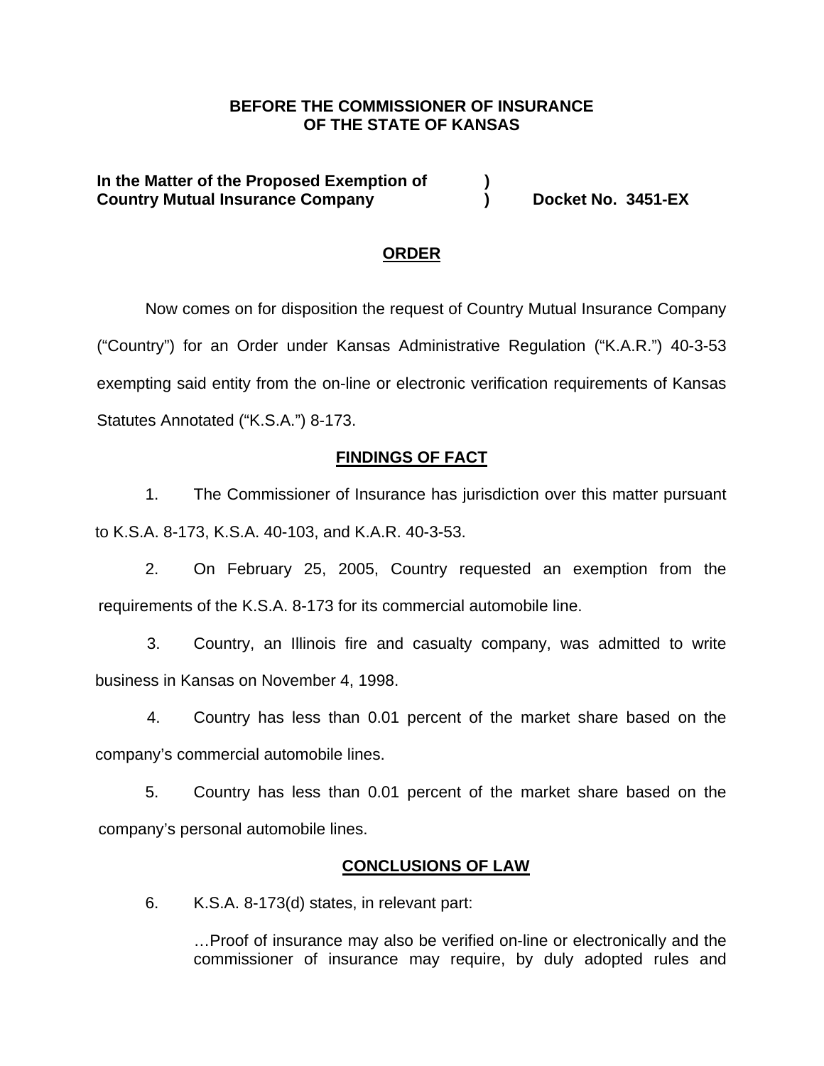**BEFORE THE COMMISSIONER OF INSURANCE**
**OF THE STATE OF KANSAS**

**In the Matter of the Proposed Exemption of )**
**Country Mutual Insurance Company ) Docket No. 3451-EX**

## ORDER

Now comes on for disposition the request of Country Mutual Insurance Company ("Country") for an Order under Kansas Administrative Regulation ("K.A.R.") 40-3-53 exempting said entity from the on-line or electronic verification requirements of Kansas Statutes Annotated ("K.S.A.") 8-173.

## FINDINGS OF FACT

1. The Commissioner of Insurance has jurisdiction over this matter pursuant to K.S.A. 8-173, K.S.A. 40-103, and K.A.R. 40-3-53.

2. On February 25, 2005, Country requested an exemption from the requirements of the K.S.A. 8-173 for its commercial automobile line.

3. Country, an Illinois fire and casualty company, was admitted to write business in Kansas on November 4, 1998.

4. Country has less than 0.01 percent of the market share based on the company's commercial automobile lines.

5. Country has less than 0.01 percent of the market share based on the company's personal automobile lines.

## CONCLUSIONS OF LAW

6. K.S.A. 8-173(d) states, in relevant part:

> …Proof of insurance may also be verified on-line or electronically and the commissioner of insurance may require, by duly adopted rules and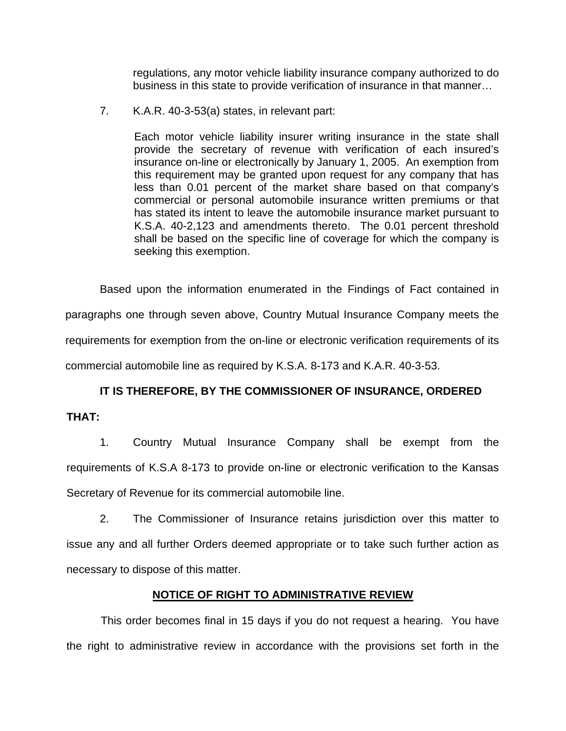regulations, any motor vehicle liability insurance company authorized to do business in this state to provide verification of insurance in that manner…

7. K.A.R. 40-3-53(a) states, in relevant part:

> Each motor vehicle liability insurer writing insurance in the state shall provide the secretary of revenue with verification of each insured's insurance on-line or electronically by January 1, 2005. An exemption from this requirement may be granted upon request for any company that has less than 0.01 percent of the market share based on that company's commercial or personal automobile insurance written premiums or that has stated its intent to leave the automobile insurance market pursuant to K.S.A. 40-2,123 and amendments thereto. The 0.01 percent threshold shall be based on the specific line of coverage for which the company is seeking this exemption.

Based upon the information enumerated in the Findings of Fact contained in paragraphs one through seven above, Country Mutual Insurance Company meets the requirements for exemption from the on-line or electronic verification requirements of its commercial automobile line as required by K.S.A. 8-173 and K.A.R. 40-3-53.

**IT IS THEREFORE, BY THE COMMISSIONER OF INSURANCE, ORDERED THAT:**

1. Country Mutual Insurance Company shall be exempt from the requirements of K.S.A 8-173 to provide on-line or electronic verification to the Kansas Secretary of Revenue for its commercial automobile line.

2. The Commissioner of Insurance retains jurisdiction over this matter to issue any and all further Orders deemed appropriate or to take such further action as necessary to dispose of this matter.

**NOTICE OF RIGHT TO ADMINISTRATIVE REVIEW**

This order becomes final in 15 days if you do not request a hearing. You have the right to administrative review in accordance with the provisions set forth in the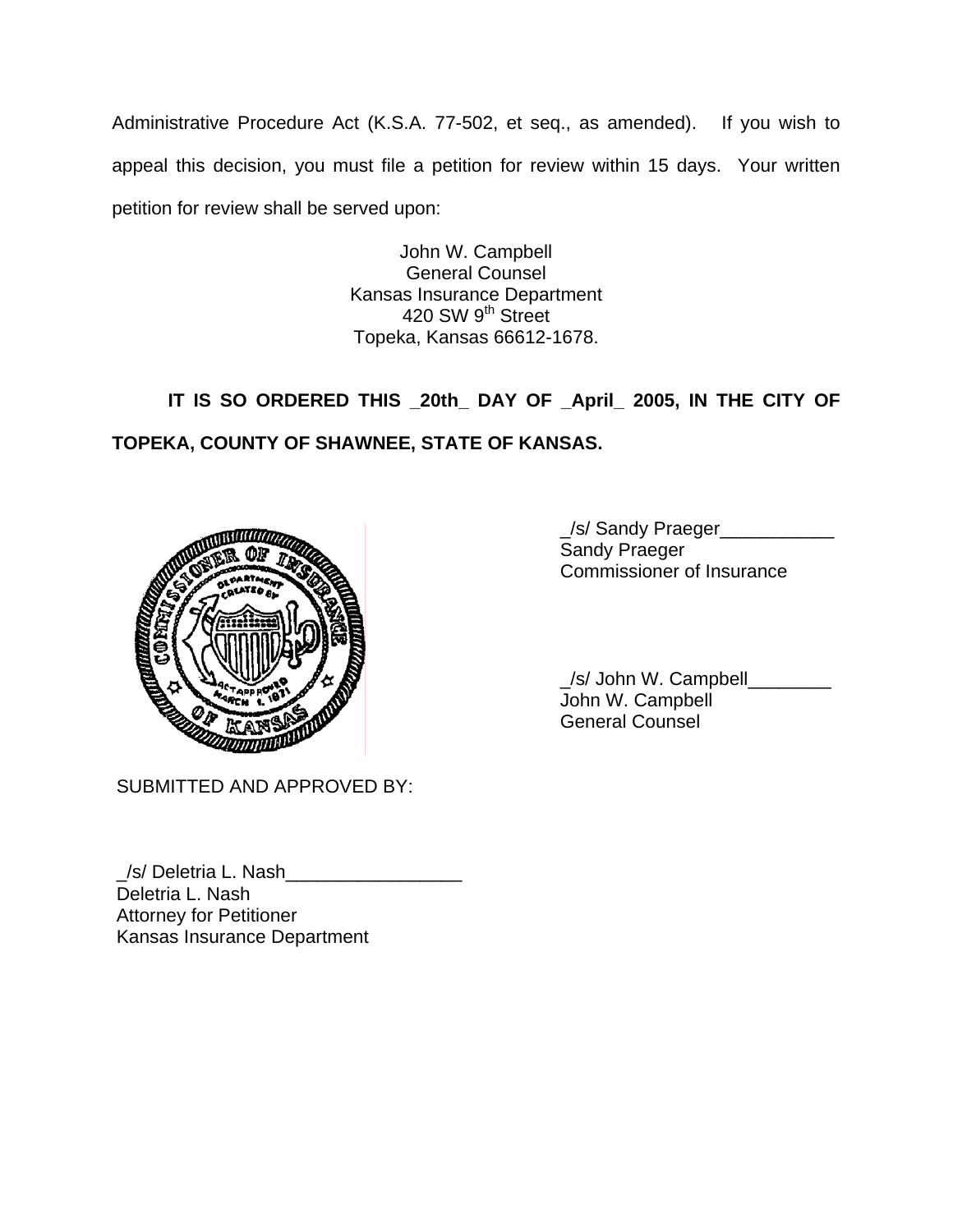Administrative Procedure Act (K.S.A. 77-502, et seq., as amended). If you wish to appeal this decision, you must file a petition for review within 15 days. Your written petition for review shall be served upon:

John W. Campbell
General Counsel
Kansas Insurance Department
420 SW 9th Street
Topeka, Kansas 66612-1678.

**IT IS SO ORDERED THIS _20th_ DAY OF _April_ 2005, IN THE CITY OF TOPEKA, COUNTY OF SHAWNEE, STATE OF KANSAS.**

_/s/ Sandy Praeger___________
Sandy Praeger
Commissioner of Insurance

_/s/ John W. Campbell________
John W. Campbell
General Counsel

SUBMITTED AND APPROVED BY:

_/s/ Deletria L. Nash_________________
Deletria L. Nash
Attorney for Petitioner
Kansas Insurance Department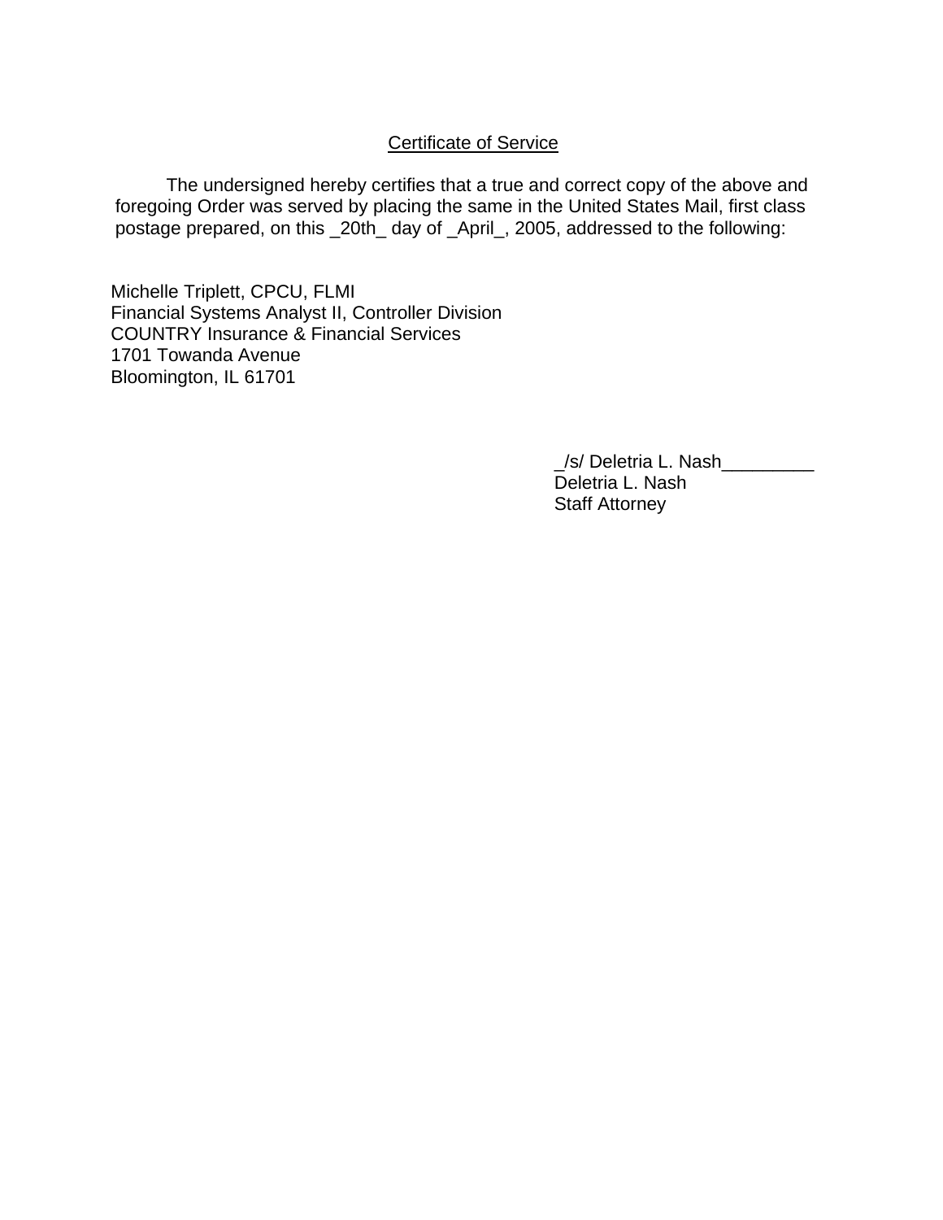<u>Certificate of Service</u>

The undersigned hereby certifies that a true and correct copy of the above and foregoing Order was served by placing the same in the United States Mail, first class postage prepared, on this _20th_ day of _April_, 2005, addressed to the following:

Michelle Triplett, CPCU, FLMI
Financial Systems Analyst II, Controller Division
COUNTRY Insurance & Financial Services
1701 Towanda Avenue
Bloomington, IL 61701

_/s/ Deletria L. Nash_________
Deletria L. Nash
Staff Attorney